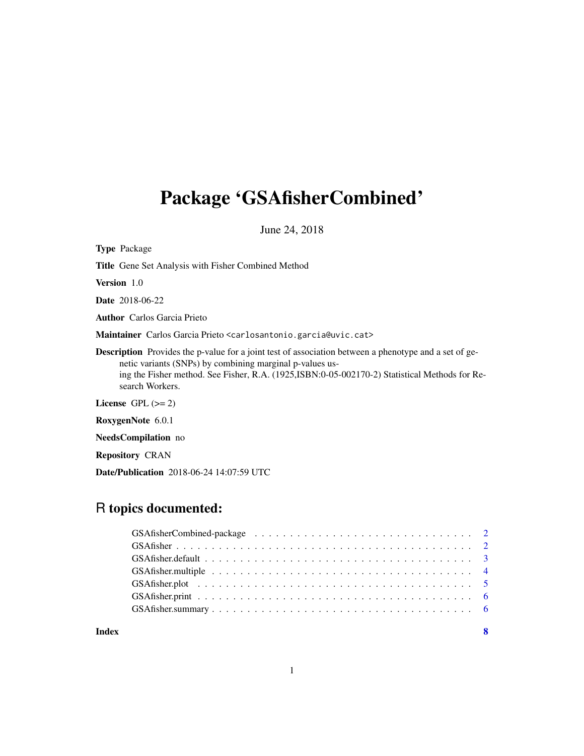# Package 'GSAfisherCombined'

June 24, 2018

**Type** Package

**Title** Gene Set Analysis with Fisher Combined Method

**Version** 1.0

**Date** 2018-06-22

**Author** Carlos Garcia Prieto

**Maintainer** Carlos Garcia Prieto <carlosantonio.garcia@uvic.cat>

**Description** Provides the p-value for a joint test of association between a phenotype and a set of genetic variants (SNPs) by combining marginal p-values using the Fisher method. See Fisher, R.A. (1925,ISBN:0-05-002170-2) Statistical Methods for Research Workers.

**License** GPL (>= 2)

**RoxygenNote** 6.0.1

**NeedsCompilation** no

**Repository** CRAN

**Date/Publication** 2018-06-24 14:07:59 UTC

## R topics documented:

- GSAfisherCombined-package . . . . . . . . . . . . . . . . . . . . . . . . . . . . . . . . 2
- GSAfisher . . . . . . . . . . . . . . . . . . . . . . . . . . . . . . . . . . . . . . . . . . 2
- GSAfisher.default . . . . . . . . . . . . . . . . . . . . . . . . . . . . . . . . . . . . . 3
- GSAfisher.multiple . . . . . . . . . . . . . . . . . . . . . . . . . . . . . . . . . . . . 4
- GSAfisher.plot . . . . . . . . . . . . . . . . . . . . . . . . . . . . . . . . . . . . . . 5
- GSAfisher.print . . . . . . . . . . . . . . . . . . . . . . . . . . . . . . . . . . . . . . 6
- GSAfisher.summary . . . . . . . . . . . . . . . . . . . . . . . . . . . . . . . . . . . . 6

**Index** **8**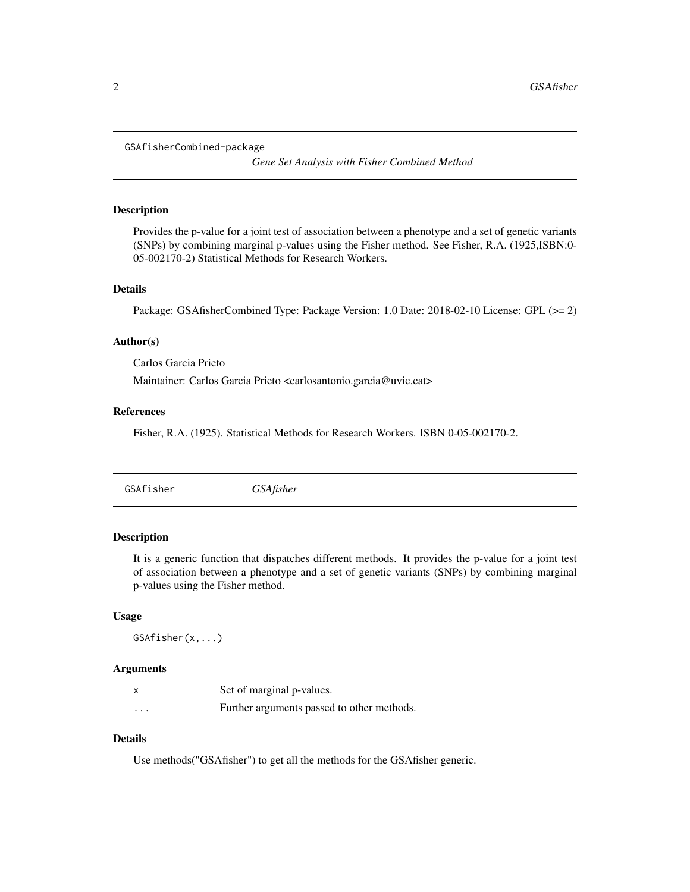## GSAfisherCombined-package

*Gene Set Analysis with Fisher Combined Method*

### Description

Provides the p-value for a joint test of association between a phenotype and a set of genetic variants (SNPs) by combining marginal p-values using the Fisher method. See Fisher, R.A. (1925,ISBN:0-05-002170-2) Statistical Methods for Research Workers.

### Details

Package: GSAfisherCombined Type: Package Version: 1.0 Date: 2018-02-10 License: GPL (>= 2)

### Author(s)

Carlos Garcia Prieto

Maintainer: Carlos Garcia Prieto <carlosantonio.garcia@uvic.cat>

### References

Fisher, R.A. (1925). Statistical Methods for Research Workers. ISBN 0-05-002170-2.

## GSAfisher

*GSAfisher*

### Description

It is a generic function that dispatches different methods. It provides the p-value for a joint test of association between a phenotype and a set of genetic variants (SNPs) by combining marginal p-values using the Fisher method.

### Usage

```
GSAfisher(x,...)
```

### Arguments

| | |
|---|---|
| x | Set of marginal p-values. |
| ... | Further arguments passed to other methods. |

### Details

Use methods("GSAfisher") to get all the methods for the GSAfisher generic.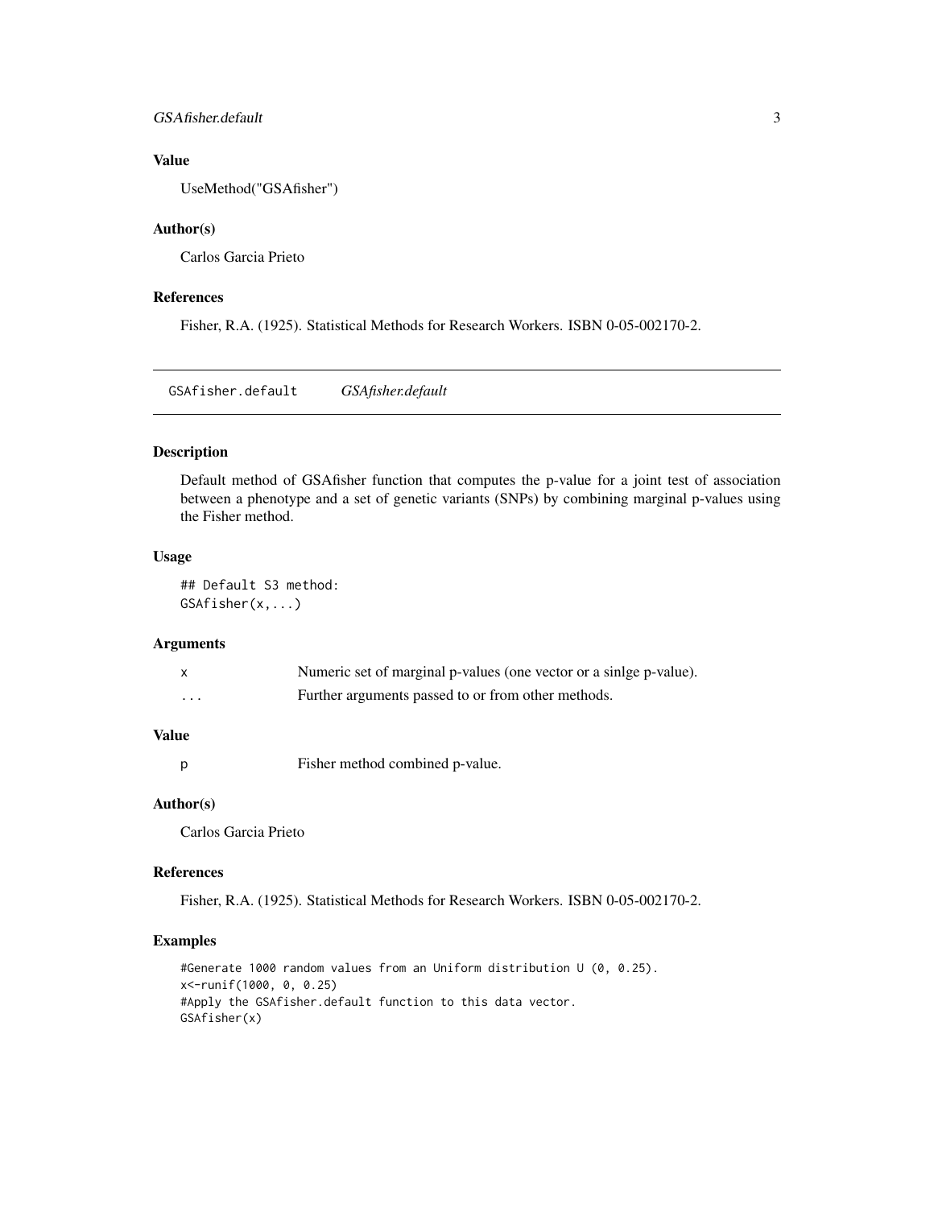### Value

UseMethod("GSAfisher")

### Author(s)

Carlos Garcia Prieto

### References

Fisher, R.A. (1925). Statistical Methods for Research Workers. ISBN 0-05-002170-2.

## GSAfisher.default — *GSAfisher.default*

### Description

Default method of GSAfisher function that computes the p-value for a joint test of association between a phenotype and a set of genetic variants (SNPs) by combining marginal p-values using the Fisher method.

### Usage

```
## Default S3 method:
GSAfisher(x,...)
```

### Arguments

| | |
|---|---|
| x | Numeric set of marginal p-values (one vector or a sinlge p-value). |
| ... | Further arguments passed to or from other methods. |

### Value

| | |
|---|---|
| p | Fisher method combined p-value. |

### Author(s)

Carlos Garcia Prieto

### References

Fisher, R.A. (1925). Statistical Methods for Research Workers. ISBN 0-05-002170-2.

### Examples

```
#Generate 1000 random values from an Uniform distribution U (0, 0.25).
x<-runif(1000, 0, 0.25)
#Apply the GSAfisher.default function to this data vector.
GSAfisher(x)
```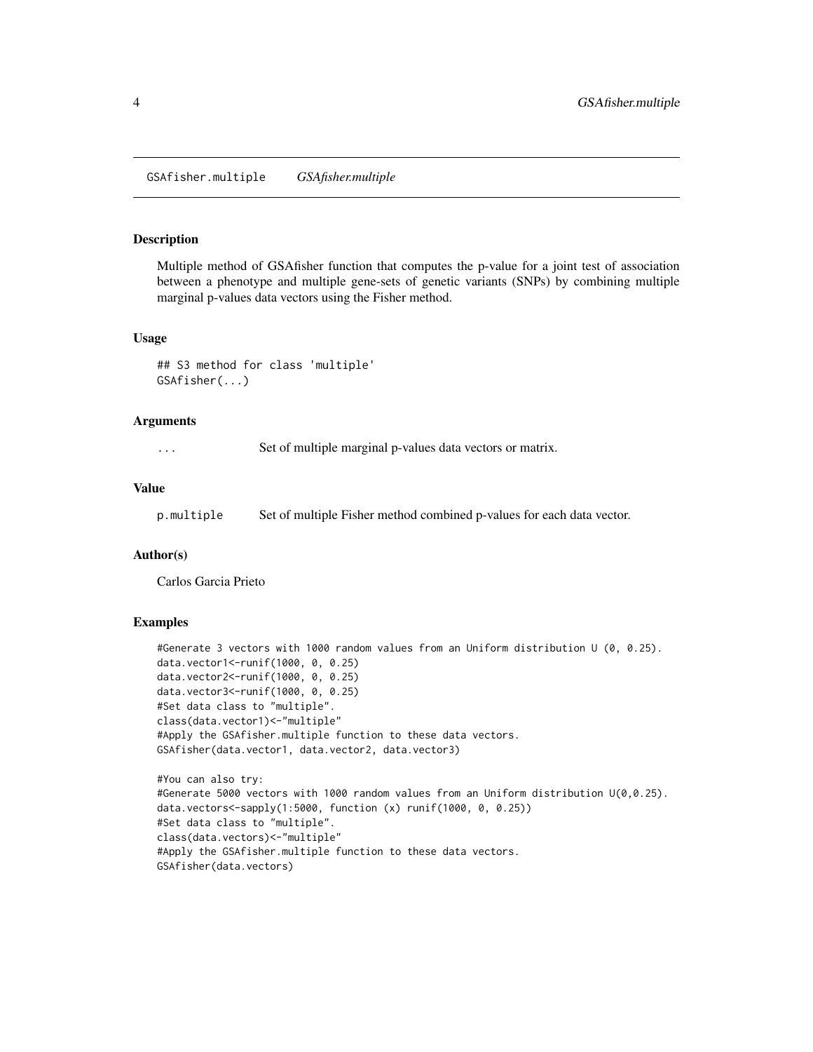# GSAfisher.multiple *GSAfisher.multiple*

## Description

Multiple method of GSAfisher function that computes the p-value for a joint test of association between a phenotype and multiple gene-sets of genetic variants (SNPs) by combining multiple marginal p-values data vectors using the Fisher method.

## Usage

```
## S3 method for class 'multiple'
GSAfisher(...)
```

## Arguments

`...` Set of multiple marginal p-values data vectors or matrix.

## Value

`p.multiple` Set of multiple Fisher method combined p-values for each data vector.

## Author(s)

Carlos Garcia Prieto

## Examples

```
#Generate 3 vectors with 1000 random values from an Uniform distribution U (0, 0.25).
data.vector1<-runif(1000, 0, 0.25)
data.vector2<-runif(1000, 0, 0.25)
data.vector3<-runif(1000, 0, 0.25)
#Set data class to "multiple".
class(data.vector1)<-"multiple"
#Apply the GSAfisher.multiple function to these data vectors.
GSAfisher(data.vector1, data.vector2, data.vector3)

#You can also try:
#Generate 5000 vectors with 1000 random values from an Uniform distribution U(0,0.25).
data.vectors<-sapply(1:5000, function (x) runif(1000, 0, 0.25))
#Set data class to "multiple".
class(data.vectors)<-"multiple"
#Apply the GSAfisher.multiple function to these data vectors.
GSAfisher(data.vectors)
```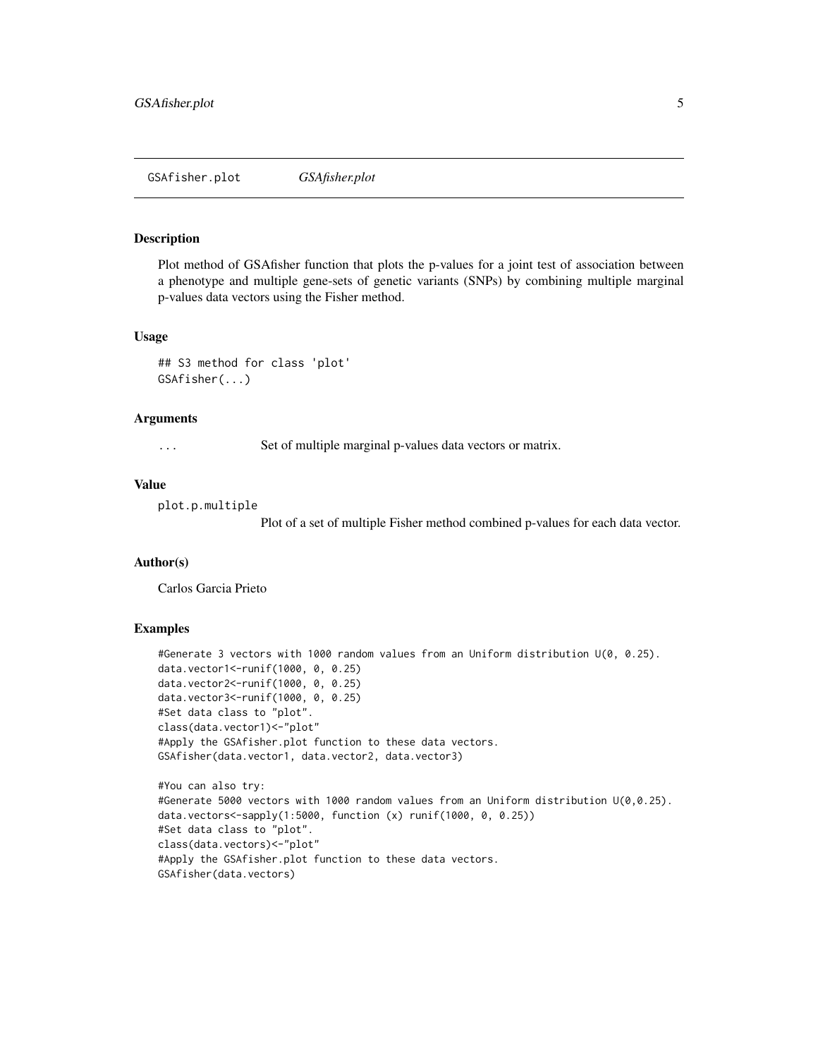GSAfisher.plot *GSAfisher.plot*

### Description

Plot method of GSAfisher function that plots the p-values for a joint test of association between a phenotype and multiple gene-sets of genetic variants (SNPs) by combining multiple marginal p-values data vectors using the Fisher method.

### Usage

```
## S3 method for class 'plot'
GSAfisher(...)
```

### Arguments

`...` Set of multiple marginal p-values data vectors or matrix.

### Value

`plot.p.multiple`
Plot of a set of multiple Fisher method combined p-values for each data vector.

### Author(s)

Carlos Garcia Prieto

### Examples

```
#Generate 3 vectors with 1000 random values from an Uniform distribution U(0, 0.25).
data.vector1<-runif(1000, 0, 0.25)
data.vector2<-runif(1000, 0, 0.25)
data.vector3<-runif(1000, 0, 0.25)
#Set data class to "plot".
class(data.vector1)<-"plot"
#Apply the GSAfisher.plot function to these data vectors.
GSAfisher(data.vector1, data.vector2, data.vector3)

#You can also try:
#Generate 5000 vectors with 1000 random values from an Uniform distribution U(0,0.25).
data.vectors<-sapply(1:5000, function (x) runif(1000, 0, 0.25))
#Set data class to "plot".
class(data.vectors)<-"plot"
#Apply the GSAfisher.plot function to these data vectors.
GSAfisher(data.vectors)
```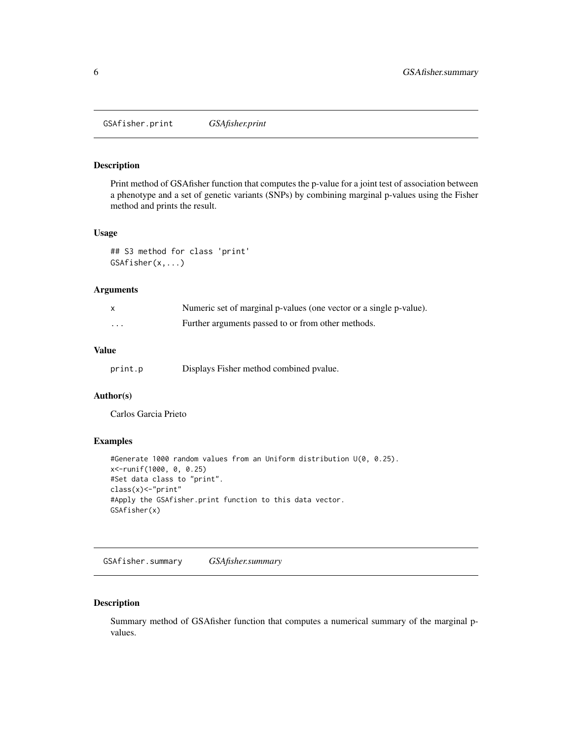## GSAfisher.print *GSAfisher.print*

### Description

Print method of GSAfisher function that computes the p-value for a joint test of association between a phenotype and a set of genetic variants (SNPs) by combining marginal p-values using the Fisher method and prints the result.

### Usage

```
## S3 method for class 'print'
GSAfisher(x,...)
```

### Arguments

| | |
|---|---|
| `x` | Numeric set of marginal p-values (one vector or a single p-value). |
| `...` | Further arguments passed to or from other methods. |

### Value

| | |
|---|---|
| `print.p` | Displays Fisher method combined pvalue. |

### Author(s)

Carlos Garcia Prieto

### Examples

```
#Generate 1000 random values from an Uniform distribution U(0, 0.25).
x<-runif(1000, 0, 0.25)
#Set data class to "print".
class(x)<-"print"
#Apply the GSAfisher.print function to this data vector.
GSAfisher(x)
```

## GSAfisher.summary *GSAfisher.summary*

### Description

Summary method of GSAfisher function that computes a numerical summary of the marginal p-values.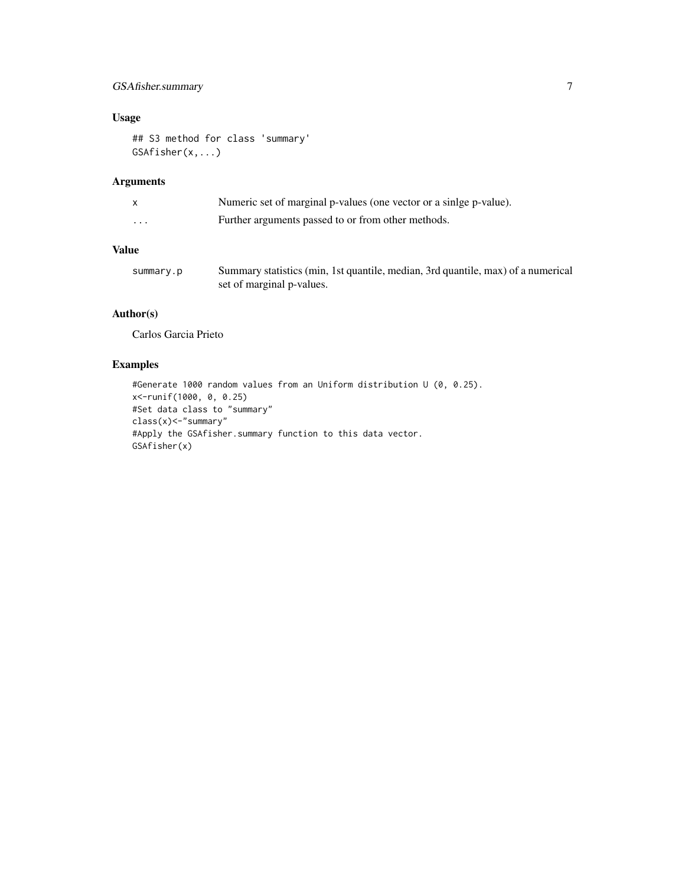## Usage

```
## S3 method for class 'summary'
GSAfisher(x,...)
```

## Arguments

| | |
|---|---|
| x | Numeric set of marginal p-values (one vector or a sinlge p-value). |
| ... | Further arguments passed to or from other methods. |

## Value

| | |
|---|---|
| summary.p | Summary statistics (min, 1st quantile, median, 3rd quantile, max) of a numerical set of marginal p-values. |

## Author(s)

Carlos Garcia Prieto

## Examples

```
#Generate 1000 random values from an Uniform distribution U (0, 0.25).
x<-runif(1000, 0, 0.25)
#Set data class to "summary"
class(x)<-"summary"
#Apply the GSAfisher.summary function to this data vector.
GSAfisher(x)
```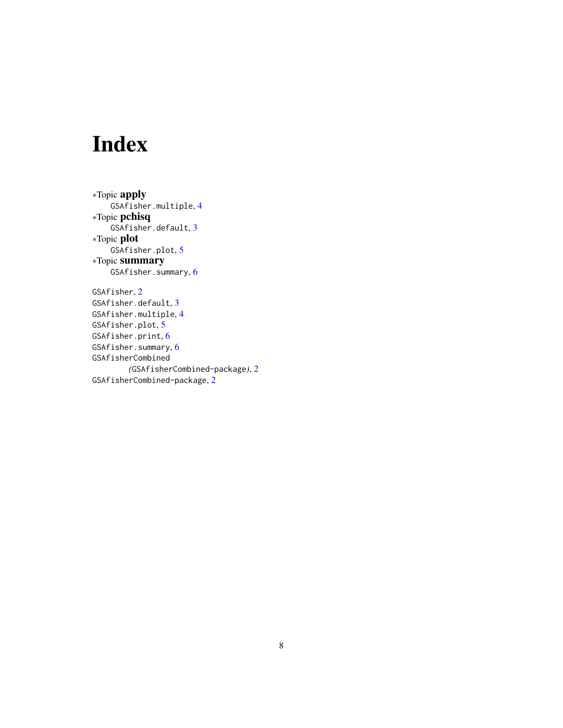# Index

*Topic **apply**
    GSAfisher.multiple, 4
*Topic **pchisq**
    GSAfisher.default, 3
*Topic **plot**
    GSAfisher.plot, 5
*Topic **summary**
    GSAfisher.summary, 6

GSAfisher, 2
GSAfisher.default, 3
GSAfisher.multiple, 4
GSAfisher.plot, 5
GSAfisher.print, 6
GSAfisher.summary, 6
GSAfisherCombined
        (GSAfisherCombined-package), 2
GSAfisherCombined-package, 2